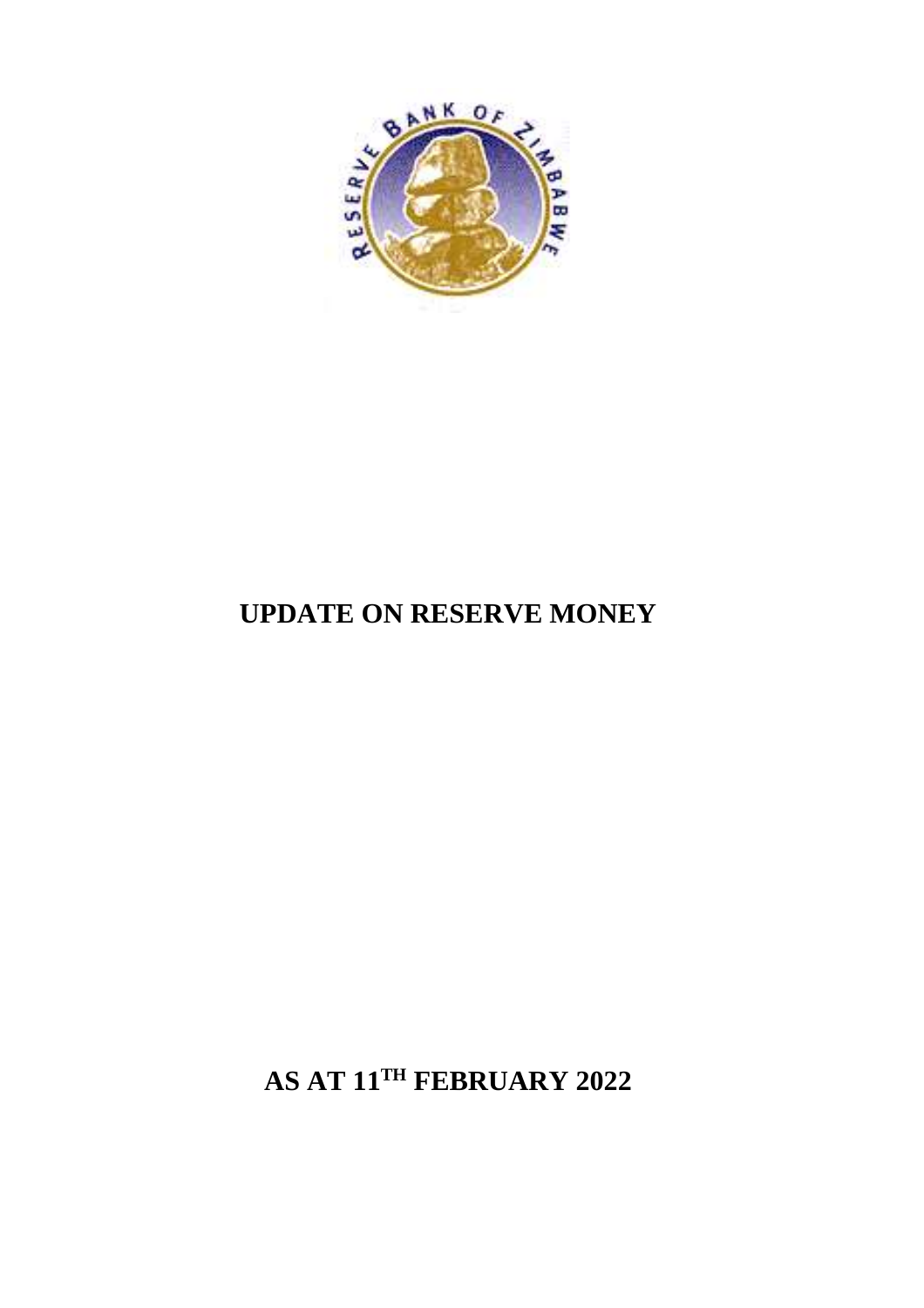# UPDATE ON RESERVE MONEY

## AS AT 11TH FEBRUARY 2022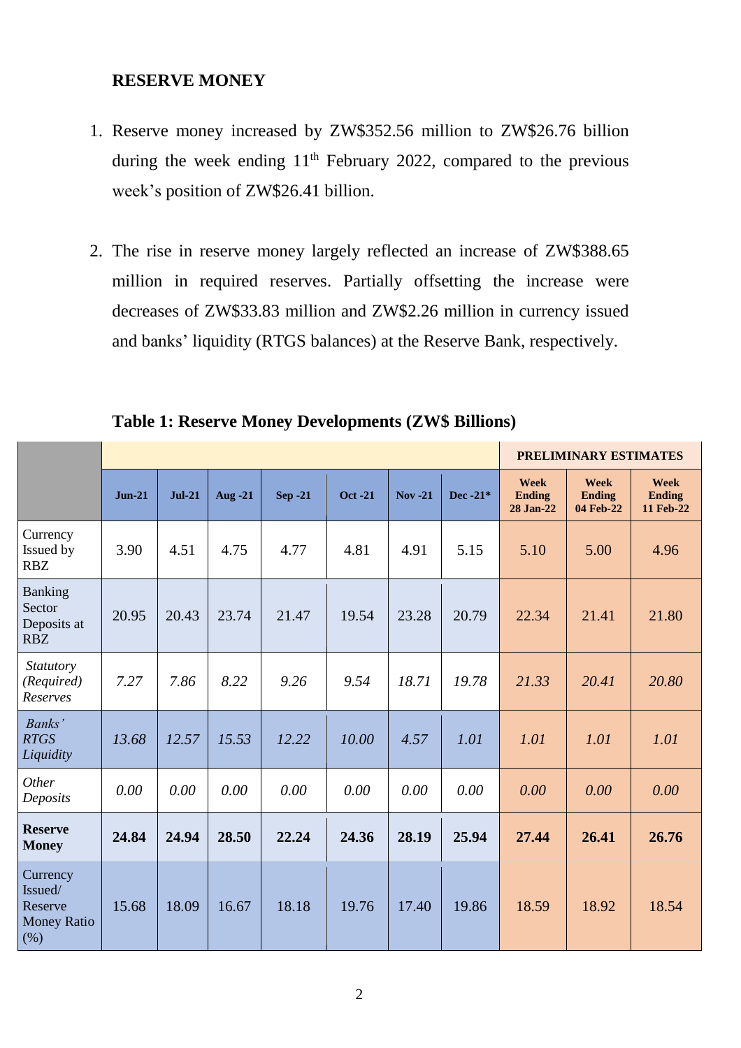## RESERVE MONEY

1. Reserve money increased by ZW$352.56 million to ZW$26.76 billion during the week ending 11th February 2022, compared to the previous week's position of ZW$26.41 billion.

2. The rise in reserve money largely reflected an increase of ZW$388.65 million in required reserves. Partially offsetting the increase were decreases of ZW$33.83 million and ZW$2.26 million in currency issued and banks' liquidity (RTGS balances) at the Reserve Bank, respectively.

**Table 1: Reserve Money Developments (ZW$ Billions)**

| | | | | | | | | PRELIMINARY ESTIMATES | | |
|---|---|---|---|---|---|---|---|---|---|---|
| | **Jun-21** | **Jul-21** | **Aug -21** | **Sep -21** | **Oct -21** | **Nov -21** | **Dec -21*** | **Week Ending 28 Jan-22** | **Week Ending 04 Feb-22** | **Week Ending 11 Feb-22** |
| Currency Issued by RBZ | 3.90 | 4.51 | 4.75 | 4.77 | 4.81 | 4.91 | 5.15 | 5.10 | 5.00 | 4.96 |
| Banking Sector Deposits at RBZ | 20.95 | 20.43 | 23.74 | 21.47 | 19.54 | 23.28 | 20.79 | 22.34 | 21.41 | 21.80 |
| *Statutory (Required) Reserves* | *7.27* | *7.86* | *8.22* | *9.26* | *9.54* | *18.71* | *19.78* | *21.33* | *20.41* | *20.80* |
| *Banks' RTGS Liquidity* | *13.68* | *12.57* | *15.53* | *12.22* | *10.00* | *4.57* | *1.01* | *1.01* | *1.01* | *1.01* |
| *Other Deposits* | *0.00* | *0.00* | *0.00* | *0.00* | *0.00* | *0.00* | *0.00* | *0.00* | *0.00* | *0.00* |
| **Reserve Money** | **24.84** | **24.94** | **28.50** | **22.24** | **24.36** | **28.19** | **25.94** | **27.44** | **26.41** | **26.76** |
| Currency Issued/ Reserve Money Ratio (%) | 15.68 | 18.09 | 16.67 | 18.18 | 19.76 | 17.40 | 19.86 | 18.59 | 18.92 | 18.54 |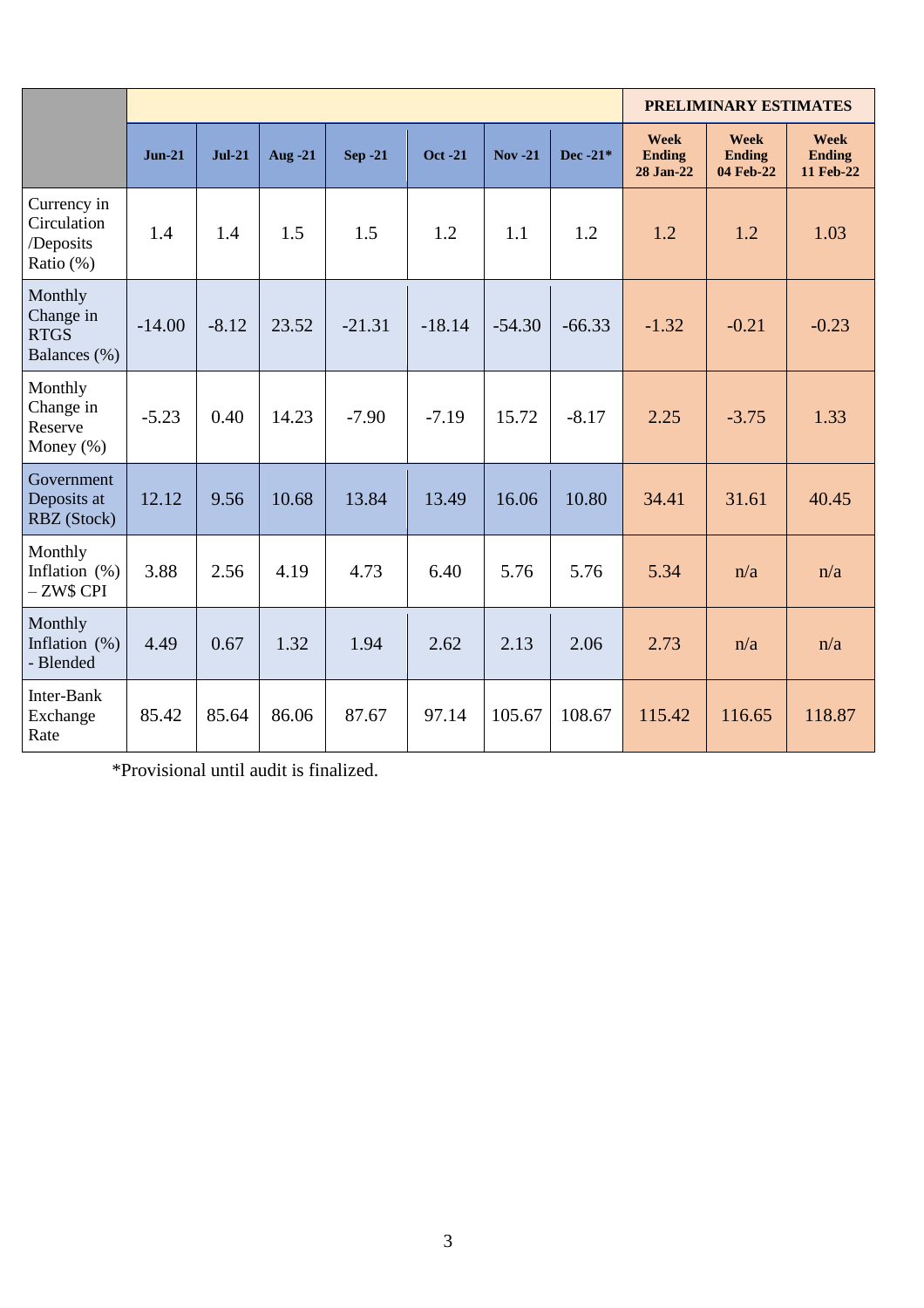| | | | | | | | | PRELIMINARY ESTIMATES | | |
|---|---|---|---|---|---|---|---|---|---|---|
| | **Jun-21** | **Jul-21** | **Aug -21** | **Sep -21** | **Oct -21** | **Nov -21** | **Dec -21*** | **Week Ending 28 Jan-22** | **Week Ending 04 Feb-22** | **Week Ending 11 Feb-22** |
| Currency in Circulation /Deposits Ratio (%) | 1.4 | 1.4 | 1.5 | 1.5 | 1.2 | 1.1 | 1.2 | 1.2 | 1.2 | 1.03 |
| Monthly Change in RTGS Balances (%) | -14.00 | -8.12 | 23.52 | -21.31 | -18.14 | -54.30 | -66.33 | -1.32 | -0.21 | -0.23 |
| Monthly Change in Reserve Money (%) | -5.23 | 0.40 | 14.23 | -7.90 | -7.19 | 15.72 | -8.17 | 2.25 | -3.75 | 1.33 |
| Government Deposits at RBZ (Stock) | 12.12 | 9.56 | 10.68 | 13.84 | 13.49 | 16.06 | 10.80 | 34.41 | 31.61 | 40.45 |
| Monthly Inflation (%) – ZW$ CPI | 3.88 | 2.56 | 4.19 | 4.73 | 6.40 | 5.76 | 5.76 | 5.34 | n/a | n/a |
| Monthly Inflation (%) - Blended | 4.49 | 0.67 | 1.32 | 1.94 | 2.62 | 2.13 | 2.06 | 2.73 | n/a | n/a |
| Inter-Bank Exchange Rate | 85.42 | 85.64 | 86.06 | 87.67 | 97.14 | 105.67 | 108.67 | 115.42 | 116.65 | 118.87 |

*Provisional until audit is finalized.